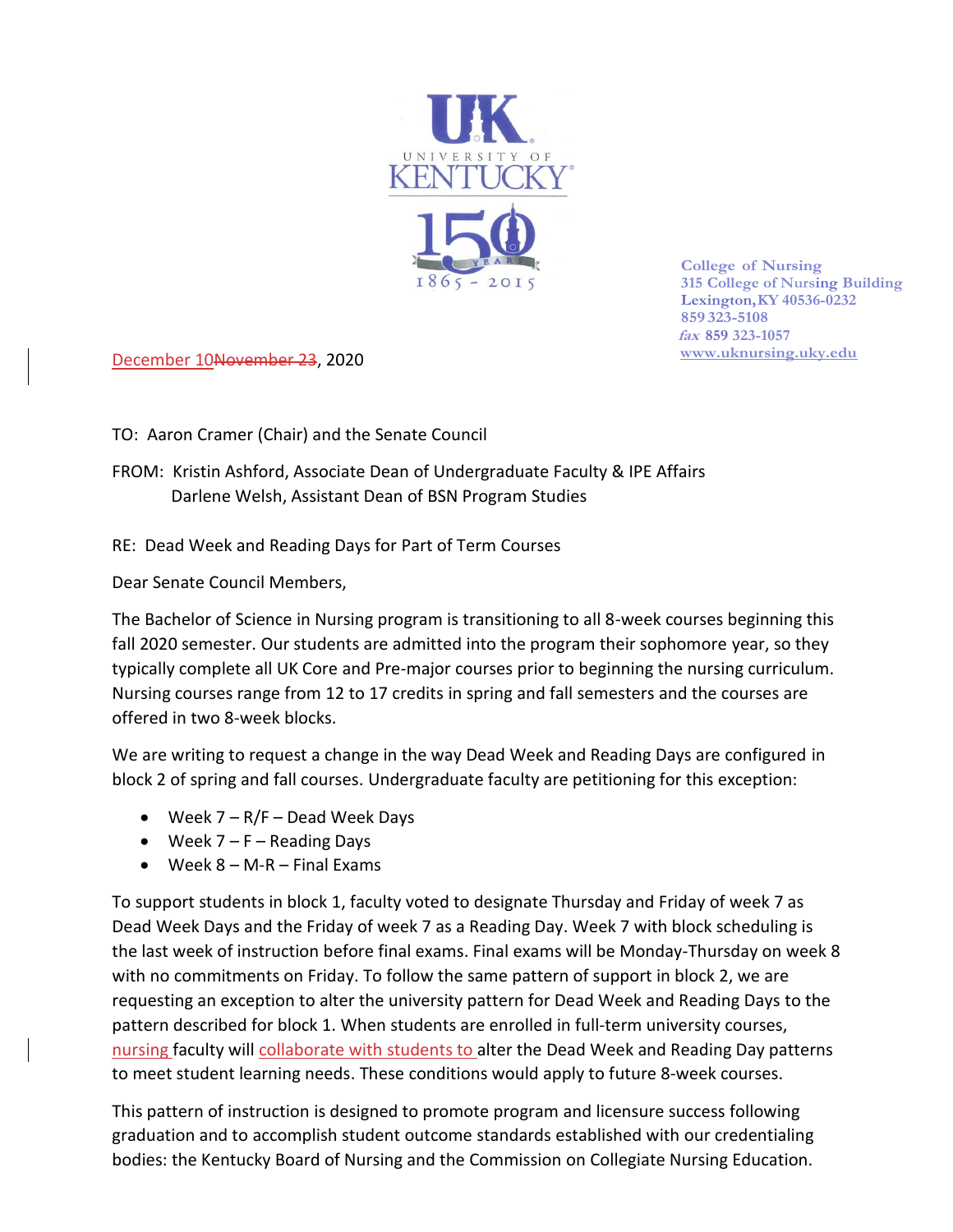University of Kentucky
150 Years 1865 - 2015

College of Nursing
315 College of Nursing Building
Lexington, KY 40536-0232
859 323-5108
*fax* 859 323-1057
www.uknursing.uky.edu

December 10~~November 23~~, 2020

TO: Aaron Cramer (Chair) and the Senate Council

FROM: Kristin Ashford, Associate Dean of Undergraduate Faculty & IPE Affairs
Darlene Welsh, Assistant Dean of BSN Program Studies

RE: Dead Week and Reading Days for Part of Term Courses

Dear Senate Council Members,

The Bachelor of Science in Nursing program is transitioning to all 8-week courses beginning this fall 2020 semester. Our students are admitted into the program their sophomore year, so they typically complete all UK Core and Pre-major courses prior to beginning the nursing curriculum. Nursing courses range from 12 to 17 credits in spring and fall semesters and the courses are offered in two 8-week blocks.

We are writing to request a change in the way Dead Week and Reading Days are configured in block 2 of spring and fall courses. Undergraduate faculty are petitioning for this exception:

- Week 7 – R/F – Dead Week Days
- Week 7 – F – Reading Days
- Week 8 – M-R – Final Exams

To support students in block 1, faculty voted to designate Thursday and Friday of week 7 as Dead Week Days and the Friday of week 7 as a Reading Day. Week 7 with block scheduling is the last week of instruction before final exams. Final exams will be Monday-Thursday on week 8 with no commitments on Friday. To follow the same pattern of support in block 2, we are requesting an exception to alter the university pattern for Dead Week and Reading Days to the pattern described for block 1. When students are enrolled in full-term university courses, nursing faculty will collaborate with students to alter the Dead Week and Reading Day patterns to meet student learning needs. These conditions would apply to future 8-week courses.

This pattern of instruction is designed to promote program and licensure success following graduation and to accomplish student outcome standards established with our credentialing bodies: the Kentucky Board of Nursing and the Commission on Collegiate Nursing Education.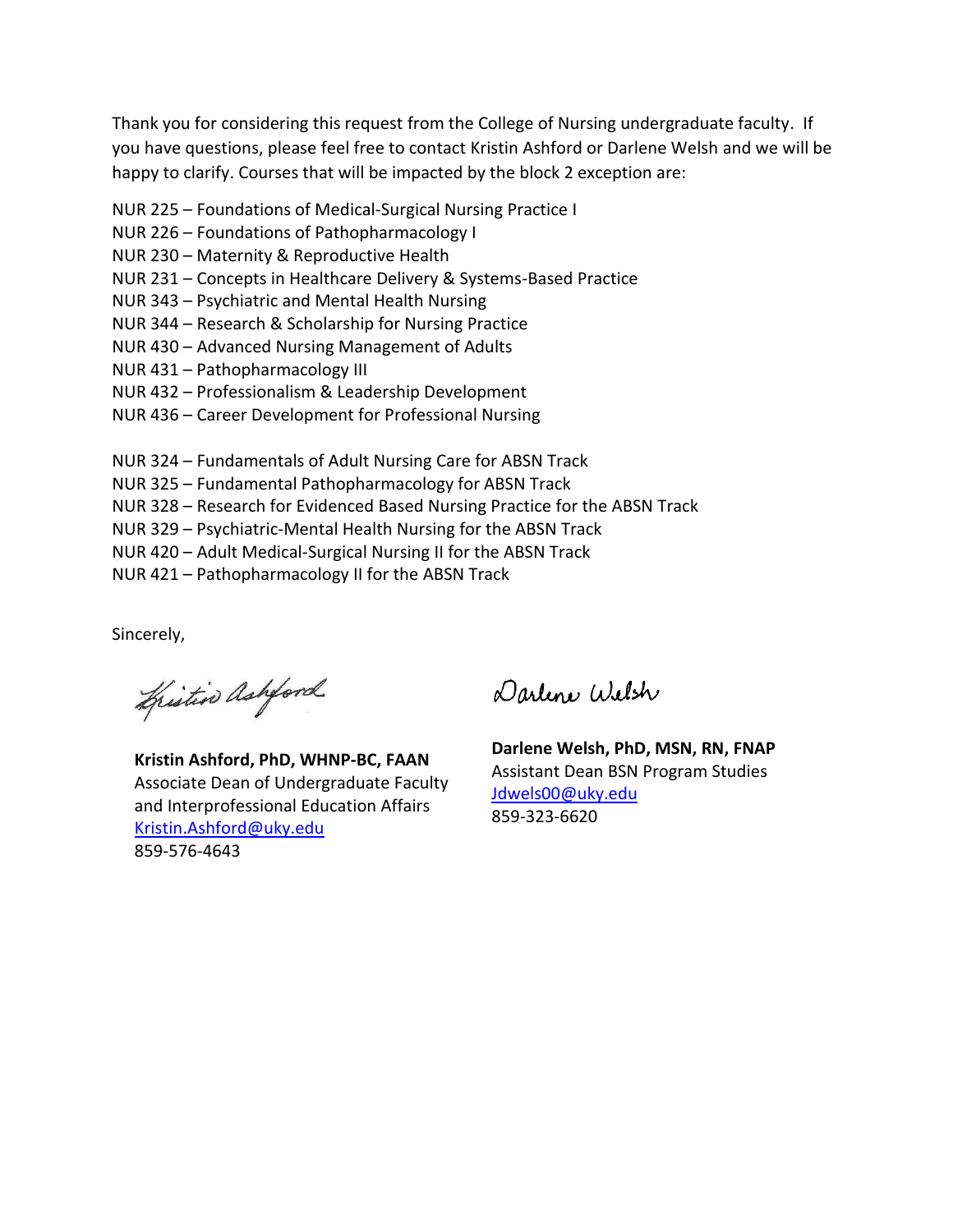Thank you for considering this request from the College of Nursing undergraduate faculty. If you have questions, please feel free to contact Kristin Ashford or Darlene Welsh and we will be happy to clarify. Courses that will be impacted by the block 2 exception are:

NUR 225 – Foundations of Medical-Surgical Nursing Practice I
NUR 226 – Foundations of Pathopharmacology I
NUR 230 – Maternity & Reproductive Health
NUR 231 – Concepts in Healthcare Delivery & Systems-Based Practice
NUR 343 – Psychiatric and Mental Health Nursing
NUR 344 – Research & Scholarship for Nursing Practice
NUR 430 – Advanced Nursing Management of Adults
NUR 431 – Pathopharmacology III
NUR 432 – Professionalism & Leadership Development
NUR 436 – Career Development for Professional Nursing

NUR 324 – Fundamentals of Adult Nursing Care for ABSN Track
NUR 325 – Fundamental Pathopharmacology for ABSN Track
NUR 328 – Research for Evidenced Based Nursing Practice for the ABSN Track
NUR 329 – Psychiatric-Mental Health Nursing for the ABSN Track
NUR 420 – Adult Medical-Surgical Nursing II for the ABSN Track
NUR 421 – Pathopharmacology II for the ABSN Track

Sincerely,

Kristin Ashford

**Kristin Ashford, PhD, WHNP-BC, FAAN**
Associate Dean of Undergraduate Faculty and Interprofessional Education Affairs
Kristin.Ashford@uky.edu
859-576-4643

Darlene Welsh

**Darlene Welsh, PhD, MSN, RN, FNAP**
Assistant Dean BSN Program Studies
Jdwels00@uky.edu
859-323-6620